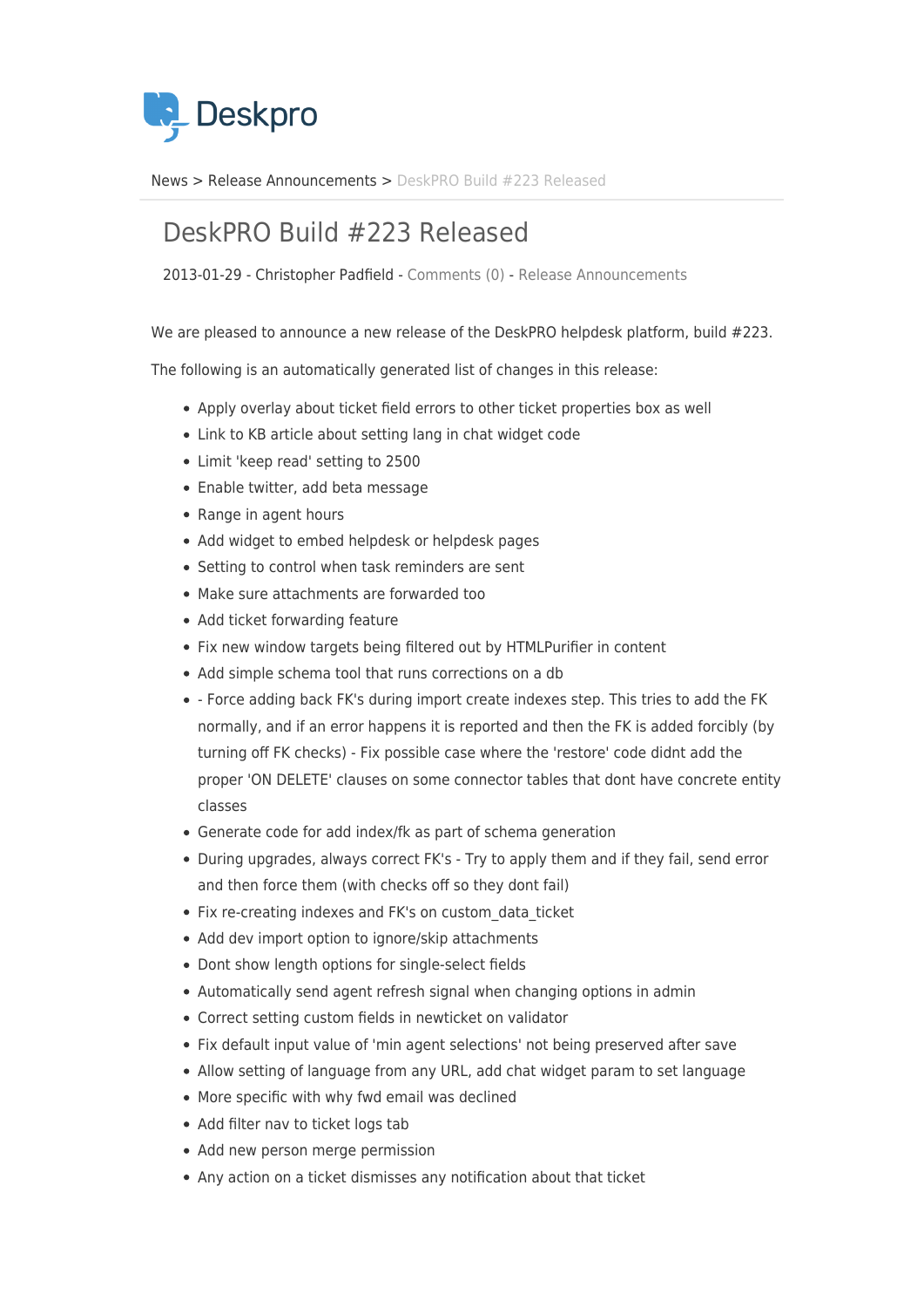Deskpro

News > Release Announcements > DeskPRO Build #223 Released

# DeskPRO Build #223 Released

2013-01-29 - Christopher Padfield - Comments (0) - Release Announcements

We are pleased to announce a new release of the DeskPRO helpdesk platform, build #223.

The following is an automatically generated list of changes in this release:

- Apply overlay about ticket field errors to other ticket properties box as well
- Link to KB article about setting lang in chat widget code
- Limit 'keep read' setting to 2500
- Enable twitter, add beta message
- Range in agent hours
- Add widget to embed helpdesk or helpdesk pages
- Setting to control when task reminders are sent
- Make sure attachments are forwarded too
- Add ticket forwarding feature
- Fix new window targets being filtered out by HTMLPurifier in content
- Add simple schema tool that runs corrections on a db
- - Force adding back FK's during import create indexes step. This tries to add the FK normally, and if an error happens it is reported and then the FK is added forcibly (by turning off FK checks) - Fix possible case where the 'restore' code didnt add the proper 'ON DELETE' clauses on some connector tables that dont have concrete entity classes
- Generate code for add index/fk as part of schema generation
- During upgrades, always correct FK's - Try to apply them and if they fail, send error and then force them (with checks off so they dont fail)
- Fix re-creating indexes and FK's on custom_data_ticket
- Add dev import option to ignore/skip attachments
- Dont show length options for single-select fields
- Automatically send agent refresh signal when changing options in admin
- Correct setting custom fields in newticket on validator
- Fix default input value of 'min agent selections' not being preserved after save
- Allow setting of language from any URL, add chat widget param to set language
- More specific with why fwd email was declined
- Add filter nav to ticket logs tab
- Add new person merge permission
- Any action on a ticket dismisses any notification about that ticket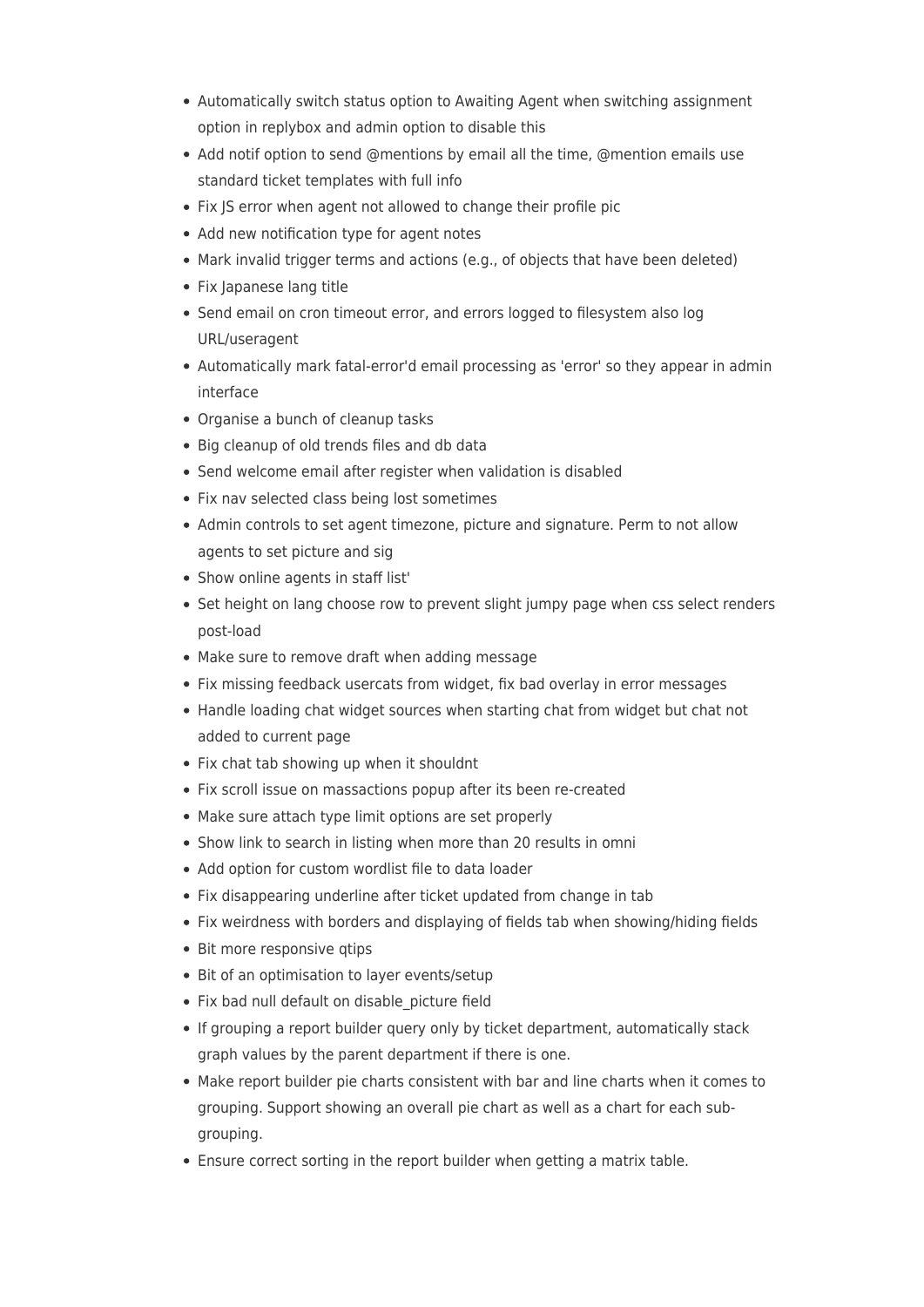- Automatically switch status option to Awaiting Agent when switching assignment option in replybox and admin option to disable this
- Add notif option to send @mentions by email all the time, @mention emails use standard ticket templates with full info
- Fix JS error when agent not allowed to change their profile pic
- Add new notification type for agent notes
- Mark invalid trigger terms and actions (e.g., of objects that have been deleted)
- Fix Japanese lang title
- Send email on cron timeout error, and errors logged to filesystem also log URL/useragent
- Automatically mark fatal-error'd email processing as 'error' so they appear in admin interface
- Organise a bunch of cleanup tasks
- Big cleanup of old trends files and db data
- Send welcome email after register when validation is disabled
- Fix nav selected class being lost sometimes
- Admin controls to set agent timezone, picture and signature. Perm to not allow agents to set picture and sig
- Show online agents in staff list'
- Set height on lang choose row to prevent slight jumpy page when css select renders post-load
- Make sure to remove draft when adding message
- Fix missing feedback usercats from widget, fix bad overlay in error messages
- Handle loading chat widget sources when starting chat from widget but chat not added to current page
- Fix chat tab showing up when it shouldnt
- Fix scroll issue on massactions popup after its been re-created
- Make sure attach type limit options are set properly
- Show link to search in listing when more than 20 results in omni
- Add option for custom wordlist file to data loader
- Fix disappearing underline after ticket updated from change in tab
- Fix weirdness with borders and displaying of fields tab when showing/hiding fields
- Bit more responsive qtips
- Bit of an optimisation to layer events/setup
- Fix bad null default on disable_picture field
- If grouping a report builder query only by ticket department, automatically stack graph values by the parent department if there is one.
- Make report builder pie charts consistent with bar and line charts when it comes to grouping. Support showing an overall pie chart as well as a chart for each sub-grouping.
- Ensure correct sorting in the report builder when getting a matrix table.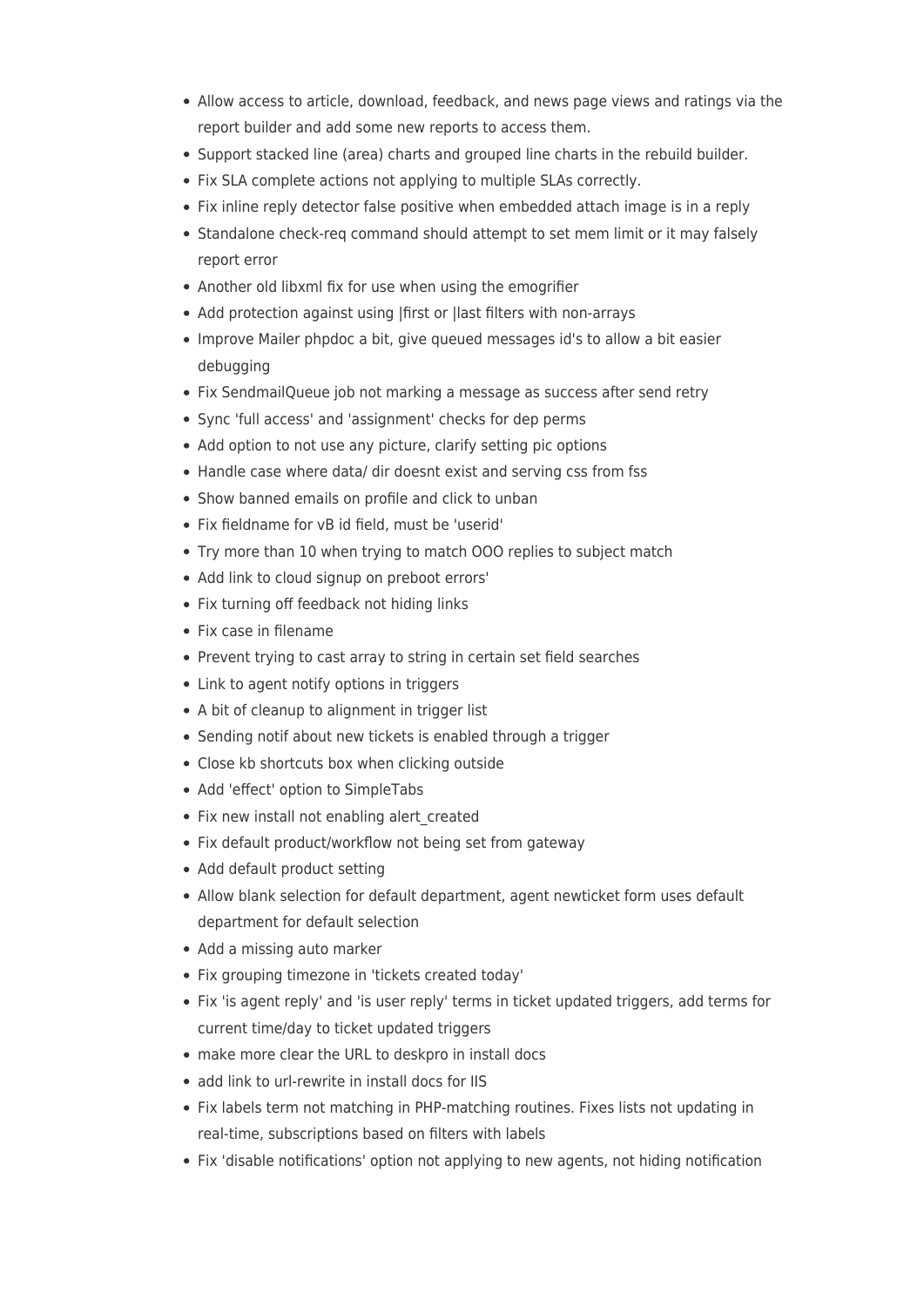- Allow access to article, download, feedback, and news page views and ratings via the report builder and add some new reports to access them.
- Support stacked line (area) charts and grouped line charts in the rebuild builder.
- Fix SLA complete actions not applying to multiple SLAs correctly.
- Fix inline reply detector false positive when embedded attach image is in a reply
- Standalone check-req command should attempt to set mem limit or it may falsely report error
- Another old libxml fix for use when using the emogrifier
- Add protection against using |first or |last filters with non-arrays
- Improve Mailer phpdoc a bit, give queued messages id's to allow a bit easier debugging
- Fix SendmailQueue job not marking a message as success after send retry
- Sync 'full access' and 'assignment' checks for dep perms
- Add option to not use any picture, clarify setting pic options
- Handle case where data/ dir doesnt exist and serving css from fss
- Show banned emails on profile and click to unban
- Fix fieldname for vB id field, must be 'userid'
- Try more than 10 when trying to match OOO replies to subject match
- Add link to cloud signup on preboot errors'
- Fix turning off feedback not hiding links
- Fix case in filename
- Prevent trying to cast array to string in certain set field searches
- Link to agent notify options in triggers
- A bit of cleanup to alignment in trigger list
- Sending notif about new tickets is enabled through a trigger
- Close kb shortcuts box when clicking outside
- Add 'effect' option to SimpleTabs
- Fix new install not enabling alert_created
- Fix default product/workflow not being set from gateway
- Add default product setting
- Allow blank selection for default department, agent newticket form uses default department for default selection
- Add a missing auto marker
- Fix grouping timezone in 'tickets created today'
- Fix 'is agent reply' and 'is user reply' terms in ticket updated triggers, add terms for current time/day to ticket updated triggers
- make more clear the URL to deskpro in install docs
- add link to url-rewrite in install docs for IIS
- Fix labels term not matching in PHP-matching routines. Fixes lists not updating in real-time, subscriptions based on filters with labels
- Fix 'disable notifications' option not applying to new agents, not hiding notification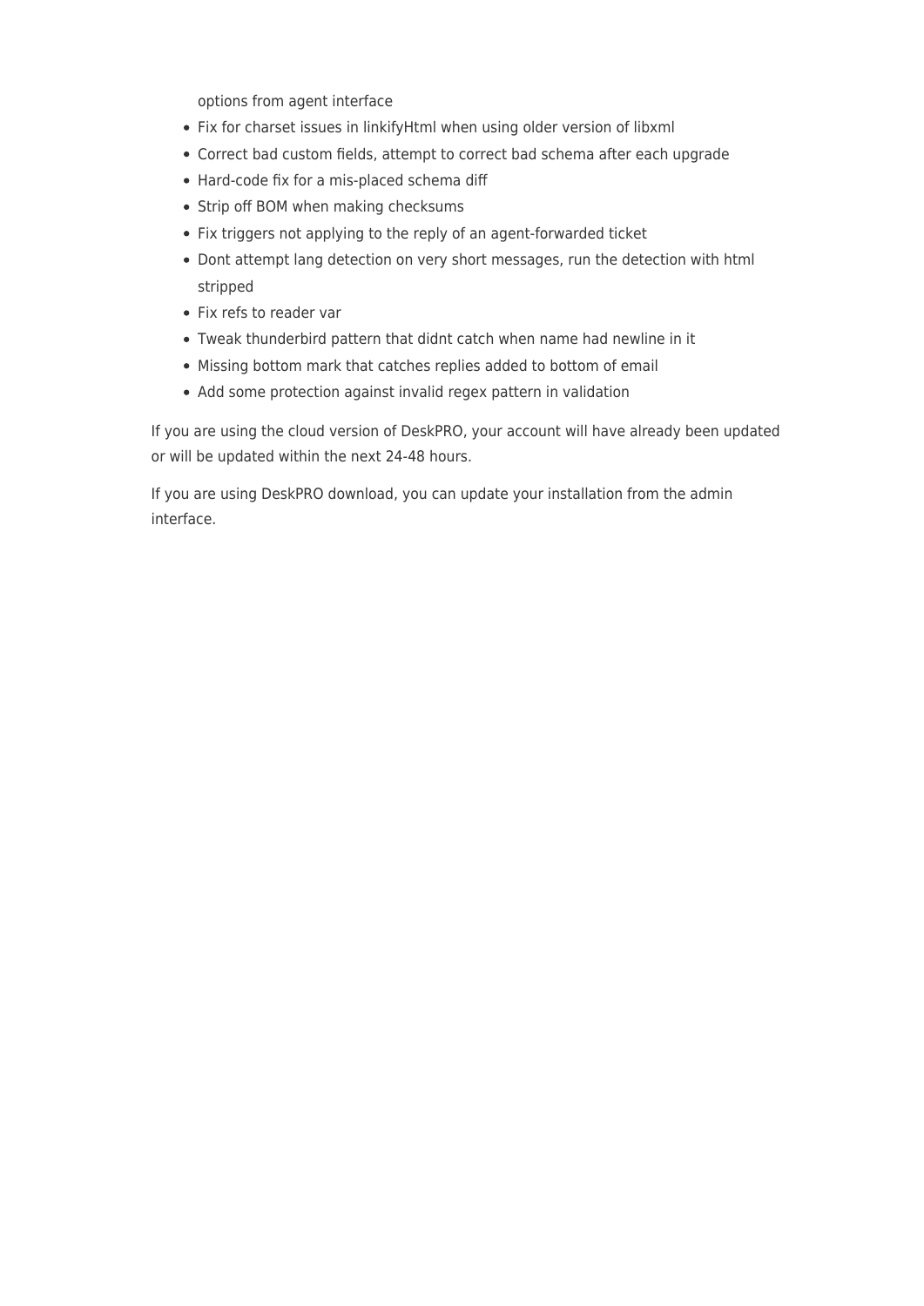options from agent interface

- Fix for charset issues in linkifyHtml when using older version of libxml
- Correct bad custom fields, attempt to correct bad schema after each upgrade
- Hard-code fix for a mis-placed schema diff
- Strip off BOM when making checksums
- Fix triggers not applying to the reply of an agent-forwarded ticket
- Dont attempt lang detection on very short messages, run the detection with html stripped
- Fix refs to reader var
- Tweak thunderbird pattern that didnt catch when name had newline in it
- Missing bottom mark that catches replies added to bottom of email
- Add some protection against invalid regex pattern in validation

If you are using the cloud version of DeskPRO, your account will have already been updated or will be updated within the next 24-48 hours.

If you are using DeskPRO download, you can update your installation from the admin interface.